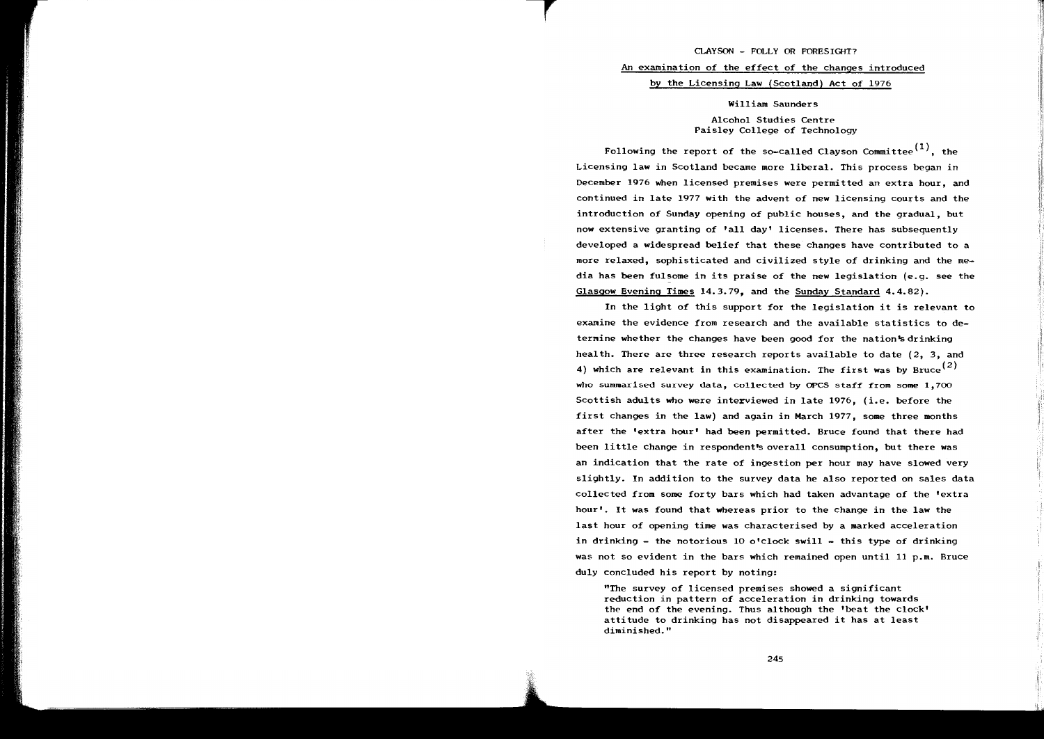# CLAYSON - FOLLY OR FORESIGHT?

## An examination of the effect of the changes introduced by the Licensing Law (Scotland) Act of 1976

William Saunders

Alcohol Studies Centre
Paisley College of Technology

Following the report of the so-called Clayson Committee[1], the Licensing law in Scotland became more liberal. This process began in December 1976 when licensed premises were permitted an extra hour, and continued in late 1977 with the advent of new licensing courts and the introduction of Sunday opening of public houses, and the gradual, but now extensive granting of 'all day' licenses. There has subsequently developed a widespread belief that these changes have contributed to a more relaxed, sophisticated and civilized style of drinking and the media has been fulsome in its praise of the new legislation (e.g. see the Glasgow Evening Times 14.3.79, and the Sunday Standard 4.4.82).

In the light of this support for the legislation it is relevant to examine the evidence from research and the available statistics to determine whether the changes have been good for the nation's drinking health. There are three research reports available to date (2, 3, and 4) which are relevant in this examination. The first was by Bruce[2] who summarised survey data, collected by OPCS staff from some 1,700 Scottish adults who were interviewed in late 1976, (i.e. before the first changes in the law) and again in March 1977, some three months after the 'extra hour' had been permitted. Bruce found that there had been little change in respondent's overall consumption, but there was an indication that the rate of ingestion per hour may have slowed very slightly. In addition to the survey data he also reported on sales data collected from some forty bars which had taken advantage of the 'extra hour'. It was found that whereas prior to the change in the law the last hour of opening time was characterised by a marked acceleration in drinking - the notorious 10 o'clock swill - this type of drinking was not so evident in the bars which remained open until 11 p.m. Bruce duly concluded his report by noting:

> "The survey of licensed premises showed a significant reduction in pattern of acceleration in drinking towards the end of the evening. Thus although the 'beat the clock' attitude to drinking has not disappeared it has at least diminished."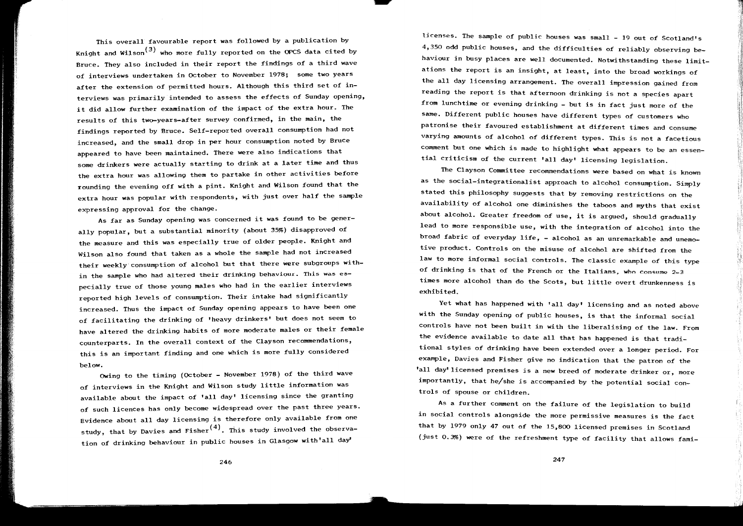This overall favourable report was followed by a publication by Knight and Wilson[3] who more fully reported on the OPCS data cited by Bruce. They also included in their report the findings of a third wave of interviews undertaken in October to November 1978; some two years after the extension of permitted hours. Although this third set of interviews was primarily intended to assess the effects of Sunday opening, it did allow further examination of the impact of the extra hour. The results of this two-years-after survey confirmed, in the main, the findings reported by Bruce. Self-reported overall consumption had not increased, and the small drop in per hour consumption noted by Bruce appeared to have been maintained. There were also indications that some drinkers were actually starting to drink at a later time and thus the extra hour was allowing them to partake in other activities before rounding the evening off with a pint. Knight and Wilson found that the extra hour was popular with respondents, with just over half the sample expressing approval for the change.

As far as Sunday opening was concerned it was found to be generally popular, but a substantial minority (about 35%) disapproved of the measure and this was especially true of older people. Knight and Wilson also found that taken as a whole the sample had not increased their weekly consumption of alcohol but that there were subgroups within the sample who had altered their drinking behaviour. This was especially true of those young males who had in the earlier interviews reported high levels of consumption. Their intake had significantly increased. Thus the impact of Sunday opening appears to have been one of facilitating the drinking of 'heavy drinkers' but does not seem to have altered the drinking habits of more moderate males or their female counterparts. In the overall context of the Clayson recommendations, this is an important finding and one which is more fully considered below.

Owing to the timing (October - November 1978) of the third wave of interviews in the Knight and Wilson study little information was available about the impact of 'all day' licensing since the granting of such licences has only become widespread over the past three years. Evidence about all day licensing is therefore only available from one study, that by Davies and Fisher[4]. This study involved the observation of drinking behaviour in public houses in Glasgow with 'all day' licenses. The sample of public houses was small - 19 out of Scotland's 4,350 odd public houses, and the difficulties of reliably observing behaviour in busy places are well documented. Notwithstanding these limitations the report is an insight, at least, into the broad workings of the all day licensing arrangement. The overall impression gained from reading the report is that afternoon drinking is not a species apart from lunchtime or evening drinking - but is in fact just more of the same. Different public houses have different types of customers who patronise their favoured establishment at different times and consume varying amounts of alcohol of different types. This is not a facetious comment but one which is made to highlight what appears to be an essential criticism of the current 'all day' licensing legislation.

The Clayson Committee recommendations were based on what is known as the social-integrationalist approach to alcohol consumption. Simply stated this philosophy suggests that by removing restrictions on the availability of alcohol one diminishes the taboos and myths that exist about alcohol. Greater freedom of use, it is argued, should gradually lead to more responsible use, with the integration of alcohol into the broad fabric of everyday life, - alcohol as an unremarkable and unemotive product. Controls on the misuse of alcohol are shifted from the law to more informal social controls. The classic example of this type of drinking is that of the French or the Italians, who consume 2-3 times more alcohol than do the Scots, but little overt drunkenness is exhibited.

Yet what has happened with 'all day' licensing and as noted above with the Sunday opening of public houses, is that the informal social controls have not been built in with the liberalising of the law. From the evidence available to date all that has happened is that traditional styles of drinking have been extended over a longer period. For example, Davies and Fisher give no indication that the patron of the 'all day' licensed premises is a new breed of moderate drinker or, more importantly, that he/she is accompanied by the potential social controls of spouse or children.

As a further comment on the failure of the legislation to build in social controls alongside the more permissive measures is the fact that by 1979 only 47 out of the 15,800 licensed premises in Scotland (just 0.3%) were of the refreshment type of facility that allows fami-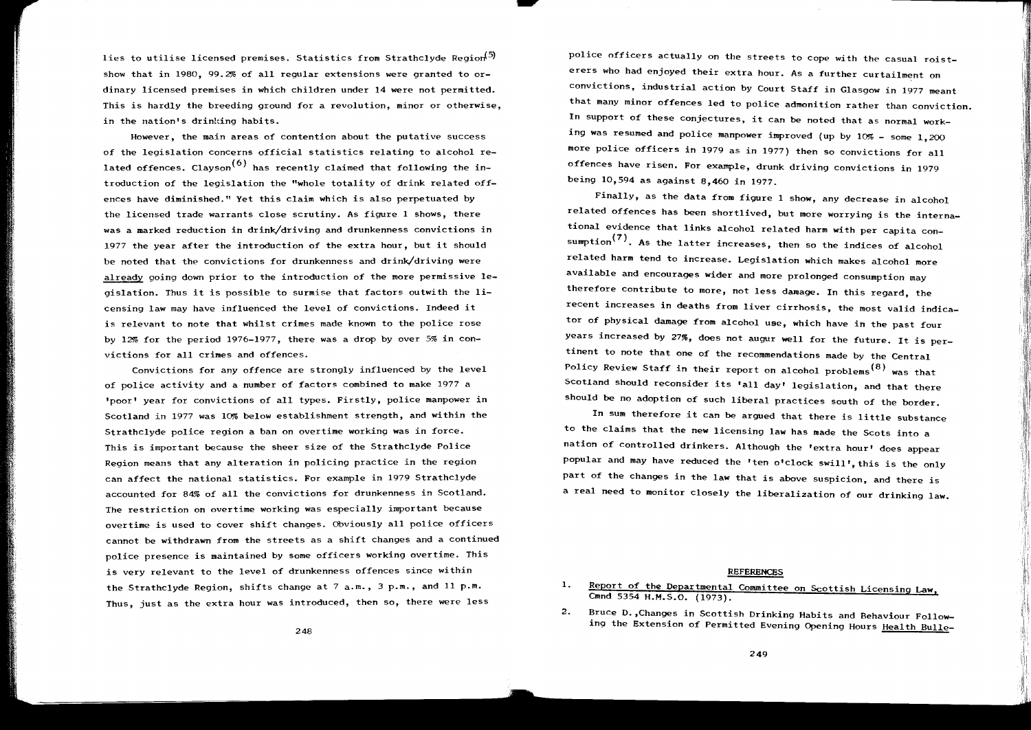lies to utilise licensed premises. Statistics from Strathclyde Region[5] show that in 1980, 99.2% of all regular extensions were granted to ordinary licensed premises in which children under 14 were not permitted. This is hardly the breeding ground for a revolution, minor or otherwise, in the nation's drinking habits.

However, the main areas of contention about the putative success of the legislation concerns official statistics relating to alcohol related offences. Clayson[6] has recently claimed that following the introduction of the legislation the "whole totality of drink related offences have diminished." Yet this claim which is also perpetuated by the licensed trade warrants close scrutiny. As figure 1 shows, there was a marked reduction in drink/driving and drunkenness convictions in 1977 the year after the introduction of the extra hour, but it should be noted that the convictions for drunkenness and drink/driving were already going down prior to the introduction of the more permissive legislation. Thus it is possible to surmise that factors outwith the licensing law may have influenced the level of convictions. Indeed it is relevant to note that whilst crimes made known to the police rose by 12% for the period 1976-1977, there was a drop by over 5% in convictions for all crimes and offences.

Convictions for any offence are strongly influenced by the level of police activity and a number of factors combined to make 1977 a 'poor' year for convictions of all types. Firstly, police manpower in Scotland in 1977 was 10% below establishment strength, and within the Strathclyde police region a ban on overtime working was in force. This is important because the sheer size of the Strathclyde Police Region means that any alteration in policing practice in the region can affect the national statistics. For example in 1979 Strathclyde accounted for 84% of all the convictions for drunkenness in Scotland. The restriction on overtime working was especially important because overtime is used to cover shift changes. Obviously all police officers cannot be withdrawn from the streets as a shift changes and a continued police presence is maintained by some officers working overtime. This is very relevant to the level of drunkenness offences since within the Strathclyde Region, shifts change at 7 a.m., 3 p.m., and 11 p.m. Thus, just as the extra hour was introduced, then so, there were less police officers actually on the streets to cope with the casual roisterers who had enjoyed their extra hour. As a further curtailment on convictions, industrial action by Court Staff in Glasgow in 1977 meant that many minor offences led to police admonition rather than conviction. In support of these conjectures, it can be noted that as normal working was resumed and police manpower improved (up by 10% - some 1,200 more police officers in 1979 as in 1977) then so convictions for all offences have risen. For example, drunk driving convictions in 1979 being 10,594 as against 8,460 in 1977.

Finally, as the data from figure 1 show, any decrease in alcohol related offences has been shortlived, but more worrying is the international evidence that links alcohol related harm with per capita consumption[7]. As the latter increases, then so the indices of alcohol related harm tend to increase. Legislation which makes alcohol more available and encourages wider and more prolonged consumption may therefore contribute to more, not less damage. In this regard, the recent increases in deaths from liver cirrhosis, the most valid indicator of physical damage from alcohol use, which have in the past four years increased by 27%, does not augur well for the future. It is pertinent to note that one of the recommendations made by the Central Policy Review Staff in their report on alcohol problems[8] was that Scotland should reconsider its 'all day' legislation, and that there should be no adoption of such liberal practices south of the border.

In sum therefore it can be argued that there is little substance to the claims that the new licensing law has made the Scots into a nation of controlled drinkers. Although the 'extra hour' does appear popular and may have reduced the 'ten o'clock swill', this is the only part of the changes in the law that is above suspicion, and there is a real need to monitor closely the liberalization of our drinking law.

## REFERENCES

1. Report of the Departmental Committee on Scottish Licensing Law, Cmnd 5354 H.M.S.O. (1973).
2. Bruce D., Changes in Scottish Drinking Habits and Behaviour Following the Extension of Permitted Evening Opening Hours Health Bulle-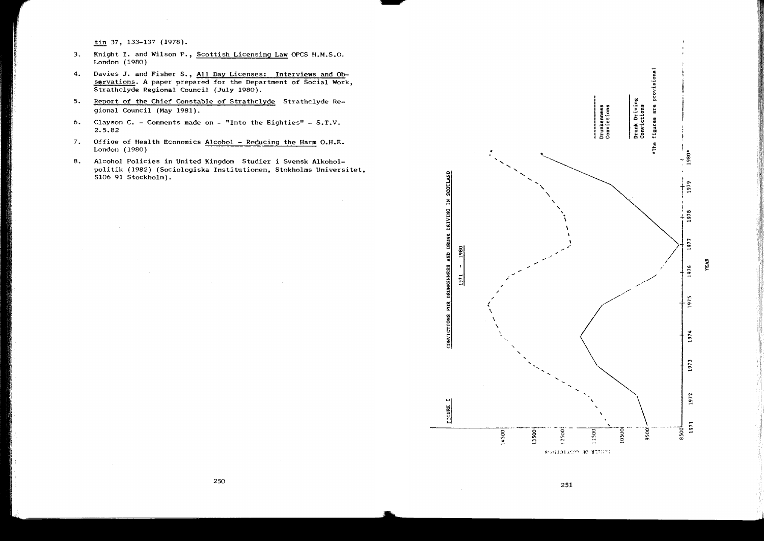tin 37, 133-137 (1978).

3. Knight I. and Wilson P., Scottish Licensing Law OPCS H.M.S.O. London (1980)

4. Davies J. and Fisher S., All Day Licenses: Interviews and Observations. A paper prepared for the Department of Social Work, Strathclyde Regional Council (July 1980).

5. Report of the Chief Constable of Strathclyde Strathclyde Regional Council (May 1981).

6. Clayson C. - Comments made on - "Into the Eighties" - S.T.V. 2.5.82

7. Office of Health Economics Alcohol - Reducing the Harm O.H.E. London (1980)

8. Alcohol Policies in United Kingdom Studier i Svensk Alkoholpolitik (1982) (Sociologiska Institutionen, Stokholms Universitet, S106 91 Stockholm).

FIGURE I

CONVICTIONS FOR DRUNKENNESS AND DRUNK DRIVING IN SCOTLAND

1971 - 1980

Drunkenness Convictions

Drunk Driving Convictions

*The figures are provisional

NUMBER OF CONVICTIONS

14500
13500
12500
11500
10500
9500
8500

1971
1972
1973
1974
1975
1976
1977
1978
1979
1980*

YEAR